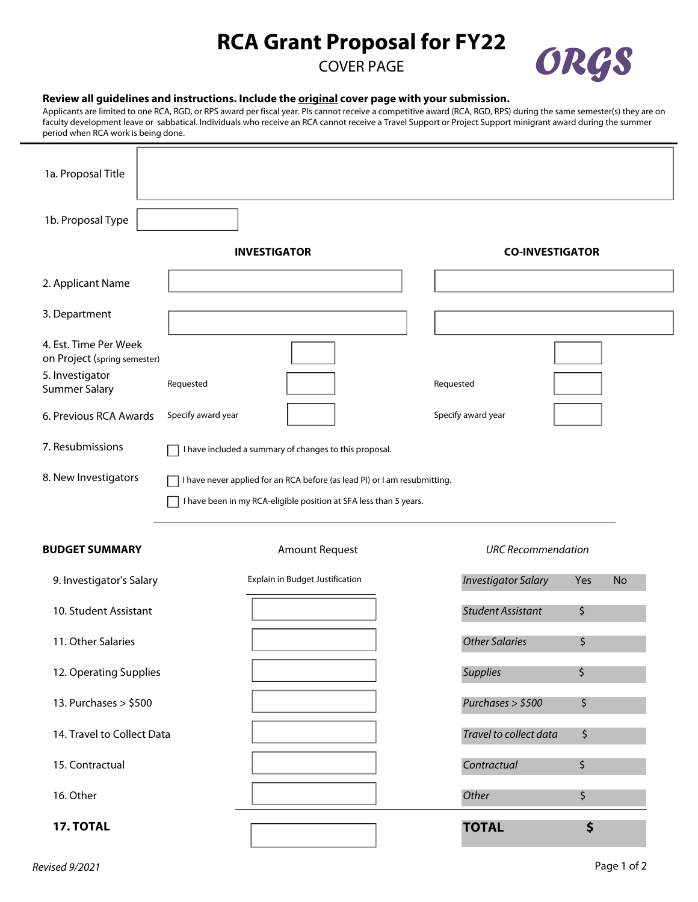# RCA Grant Proposal for FY22

## COVER PAGE

ORGS

**Review all guidelines and instructions. Include the original cover page with your submission.**

Applicants are limited to one RCA, RGD, or RPS award per fiscal year. PIs cannot receive a competitive award (RCA, RGD, RPS) during the same semester(s) they are on faculty development leave or sabbatical. Individuals who receive an RCA cannot receive a Travel Support or Project Support minigrant award during the summer period when RCA work is being done.

1a. Proposal Title

1b. Proposal Type

| | INVESTIGATOR | CO-INVESTIGATOR |
|---|---|---|
| 2. Applicant Name | | |
| 3. Department | | |
| 4. Est. Time Per Week on Project (spring semester) | | |
| 5. Investigator Summer Salary | Requested | Requested |
| 6. Previous RCA Awards | Specify award year | Specify award year |

7. Resubmissions

- ☐ I have included a summary of changes to this proposal.

8. New Investigators

- ☐ I have never applied for an RCA before (as lead PI) or I am resubmitting.
- ☐ I have been in my RCA-eligible position at SFA less than 5 years.

| BUDGET SUMMARY | Amount Request | *URC Recommendation* | |
|---|---|---|---|
| 9. Investigator's Salary | Explain in Budget Justification | *Investigator Salary* | Yes No |
| 10. Student Assistant | | *Student Assistant* | $ |
| 11. Other Salaries | | *Other Salaries* | $ |
| 12. Operating Supplies | | *Supplies* | $ |
| 13. Purchases > $500 | | *Purchases > $500* | $ |
| 14. Travel to Collect Data | | *Travel to collect data* | $ |
| 15. Contractual | | *Contractual* | $ |
| 16. Other | | *Other* | $ |
| **17. TOTAL** | | **TOTAL** | **$** |

*Revised 9/2021*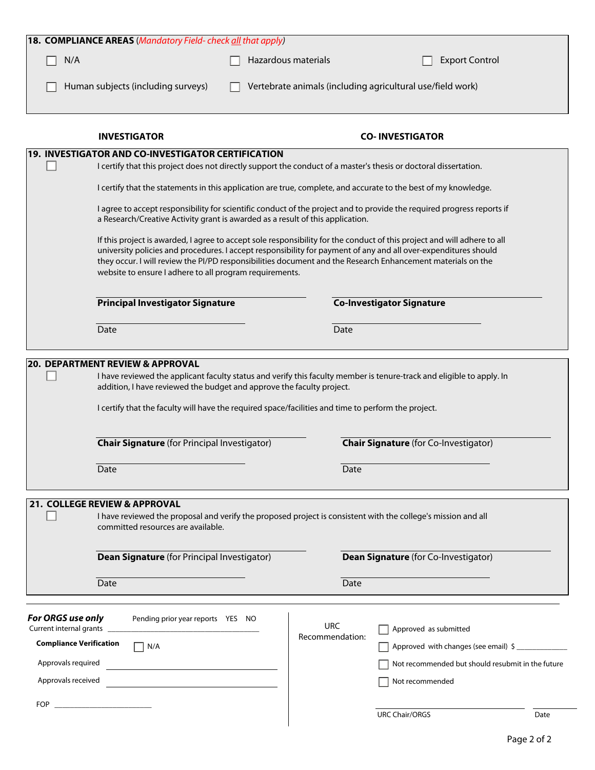## 18. COMPLIANCE AREAS (*Mandatory Field- check all that apply*)

- ☐ N/A
- ☐ Hazardous materials
- ☐ Export Control
- ☐ Human subjects (including surveys)
- ☐ Vertebrate animals (including agricultural use/field work)

**INVESTIGATOR** | **CO- INVESTIGATOR**

## 19. INVESTIGATOR AND CO-INVESTIGATOR CERTIFICATION

☐ I certify that this project does not directly support the conduct of a master's thesis or doctoral dissertation.

I certify that the statements in this application are true, complete, and accurate to the best of my knowledge.

I agree to accept responsibility for scientific conduct of the project and to provide the required progress reports if a Research/Creative Activity grant is awarded as a result of this application.

If this project is awarded, I agree to accept sole responsibility for the conduct of this project and will adhere to all university policies and procedures. I accept responsibility for payment of any and all over-expenditures should they occur. I will review the PI/PD responsibilities document and the Research Enhancement materials on the website to ensure I adhere to all program requirements.

**Principal Investigator Signature** ______________________ **Co-Investigator Signature** ______________________

Date ______________________ Date ______________________

## 20. DEPARTMENT REVIEW & APPROVAL

☐ I have reviewed the applicant faculty status and verify this faculty member is tenure-track and eligible to apply. In addition, I have reviewed the budget and approve the faculty project.

I certify that the faculty will have the required space/facilities and time to perform the project.

**Chair Signature** (for Principal Investigator) ______________________ **Chair Signature** (for Co-Investigator) ______________________

Date ______________________ Date ______________________

## 21. COLLEGE REVIEW & APPROVAL

☐ I have reviewed the proposal and verify the proposed project is consistent with the college's mission and all committed resources are available.

**Dean Signature** (for Principal Investigator) ______________________ **Dean Signature** (for Co-Investigator) ______________________

Date ______________________ Date ______________________

---

***For ORGS use only***

Pending prior year reports YES NO

Current internal grants ______________________

**Compliance Verification** ☐ N/A

Approvals required ______________________

Approvals received ______________________

FOP ______________________

URC Recommendation:

- ☐ Approved as submitted
- ☐ Approved with changes (see email) $ ____________
- ☐ Not recommended but should resubmit in the future
- ☐ Not recommended

URC Chair/ORGS ______________________ Date ____________